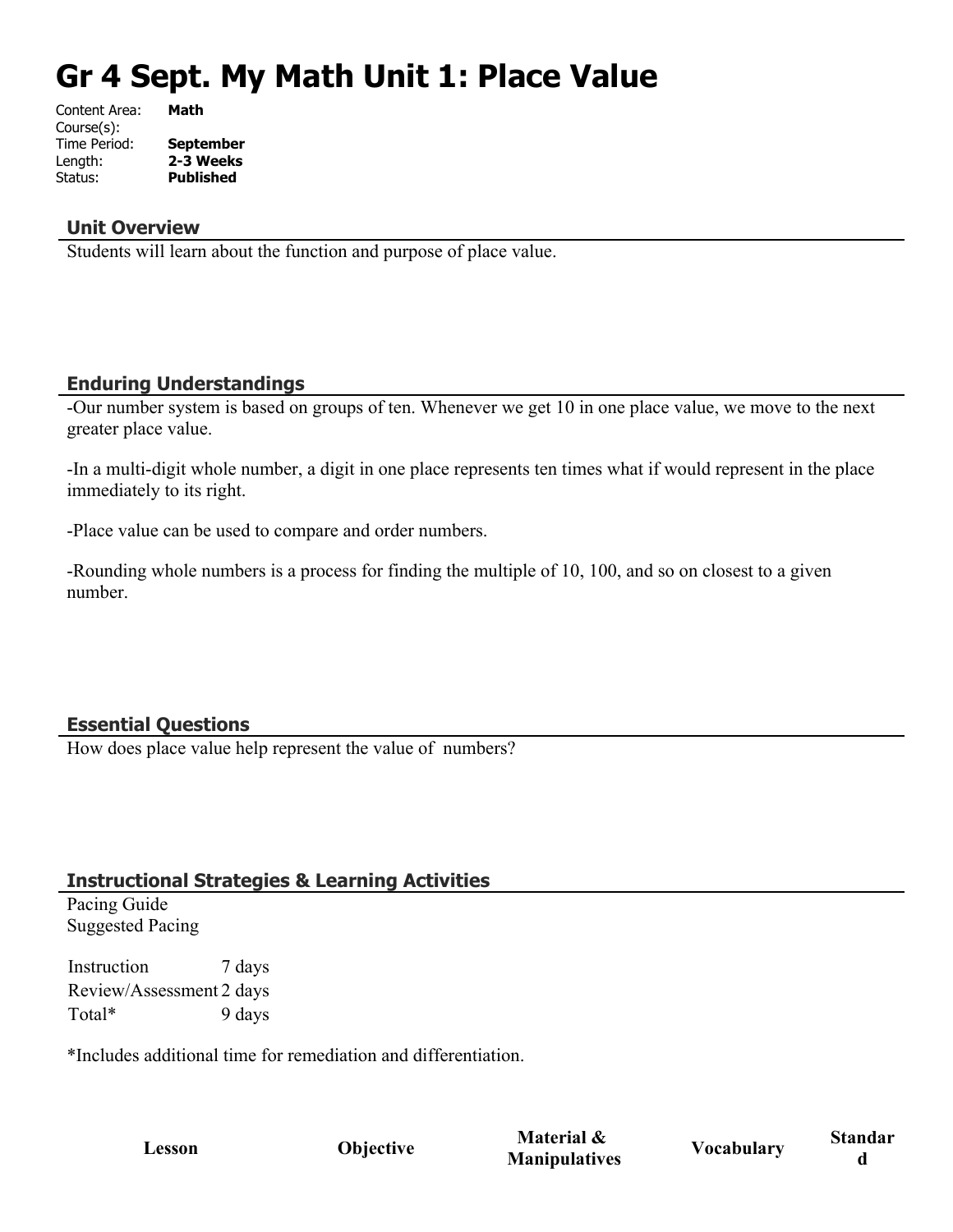# Gr 4 Sept. My Math Unit 1: Place Value

| | |
|---|---|
| Content Area: | **Math** |
| Course(s): | |
| Time Period: | **September** |
| Length: | **2-3 Weeks** |
| Status: | **Published** |

## Unit Overview

Students will learn about the function and purpose of place value.

## Enduring Understandings

-Our number system is based on groups of ten. Whenever we get 10 in one place value, we move to the next greater place value.

-In a multi-digit whole number, a digit in one place represents ten times what if would represent in the place immediately to its right.

-Place value can be used to compare and order numbers.

-Rounding whole numbers is a process for finding the multiple of 10, 100, and so on closest to a given number.

## Essential Questions

How does place value help represent the value of numbers?

## Instructional Strategies & Learning Activities

Pacing Guide
Suggested Pacing

| | |
|---|---|
| Instruction | 7 days |
| Review/Assessment | 2 days |
| Total* | 9 days |

*Includes additional time for remediation and differentiation.

| Lesson | Objective | Material & Manipulatives | Vocabulary | Standard |
|---|---|---|---|---|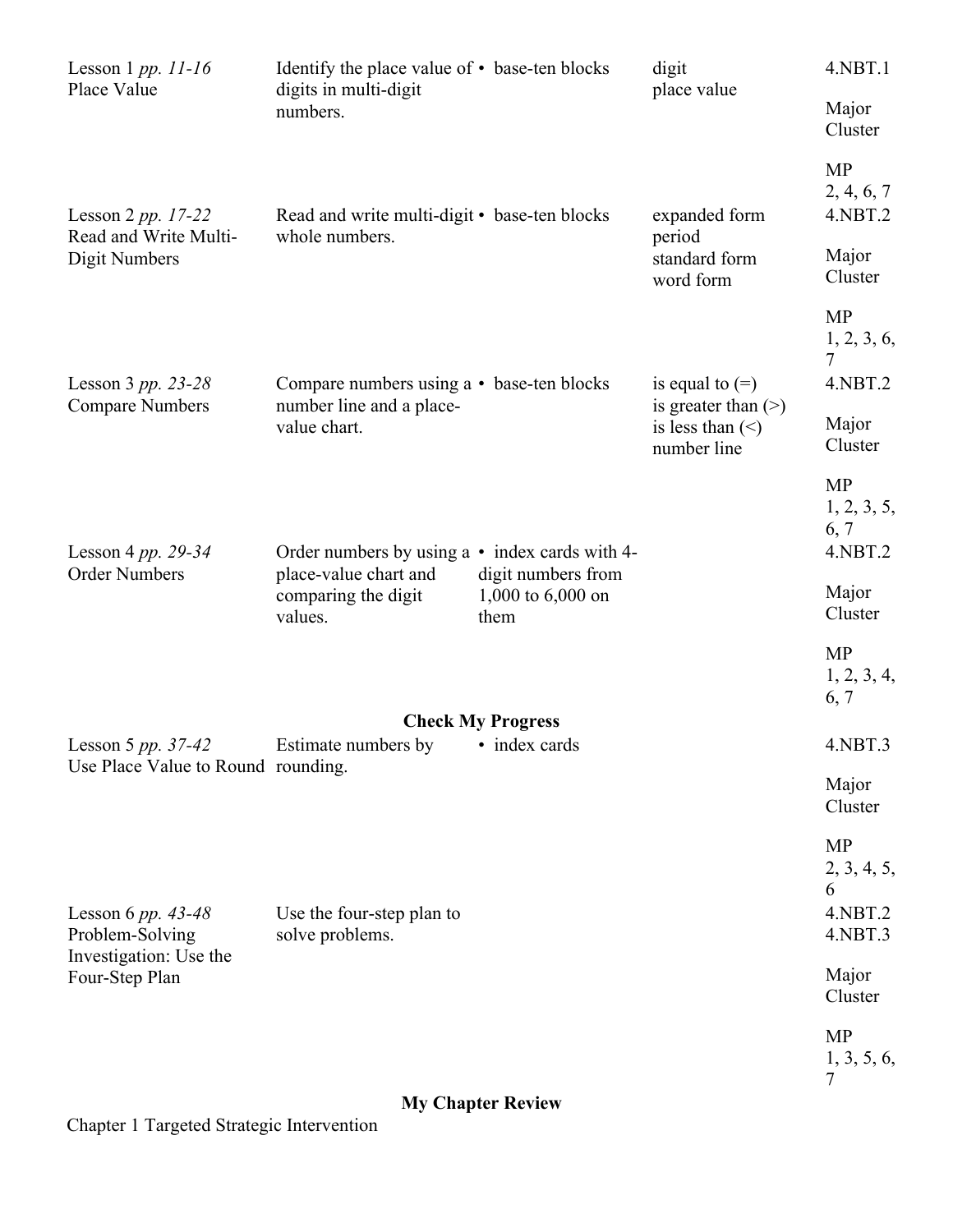| | | | | |
|---|---|---|---|---|
| Lesson 1 *pp. 11-16* Place Value | Identify the place value of digits in multi-digit numbers. | • base-ten blocks | digit<br>place value | 4.NBT.1<br><br>Major Cluster<br><br>MP<br>2, 4, 6, 7 |
| Lesson 2 *pp. 17-22* Read and Write Multi-Digit Numbers | Read and write multi-digit whole numbers. | • base-ten blocks | expanded form<br>period<br>standard form<br>word form | 4.NBT.2<br><br>Major Cluster<br><br>MP<br>1, 2, 3, 6, 7 |
| Lesson 3 *pp. 23-28* Compare Numbers | Compare numbers using a number line and a place-value chart. | • base-ten blocks | is equal to (=)<br>is greater than (>)<br>is less than (<)<br>number line | 4.NBT.2<br><br>Major Cluster<br><br>MP<br>1, 2, 3, 5, 6, 7 |
| Lesson 4 *pp. 29-34* Order Numbers | Order numbers by using a place-value chart and comparing the digit values. | • index cards with 4-digit numbers from 1,000 to 6,000 on them | | 4.NBT.2<br><br>Major Cluster<br><br>MP<br>1, 2, 3, 4, 6, 7 |
| | | **Check My Progress** | | |
| Lesson 5 *pp. 37-42* Use Place Value to Round | Estimate numbers by rounding. | • index cards | | 4.NBT.3<br><br>Major Cluster<br><br>MP<br>2, 3, 4, 5, 6 |
| Lesson 6 *pp. 43-48* Problem-Solving Investigation: Use the Four-Step Plan | Use the four-step plan to solve problems. | | | 4.NBT.2<br>4.NBT.3<br><br>Major Cluster<br><br>MP<br>1, 3, 5, 6, 7 |
| | | **My Chapter Review** | | |

Chapter 1 Targeted Strategic Intervention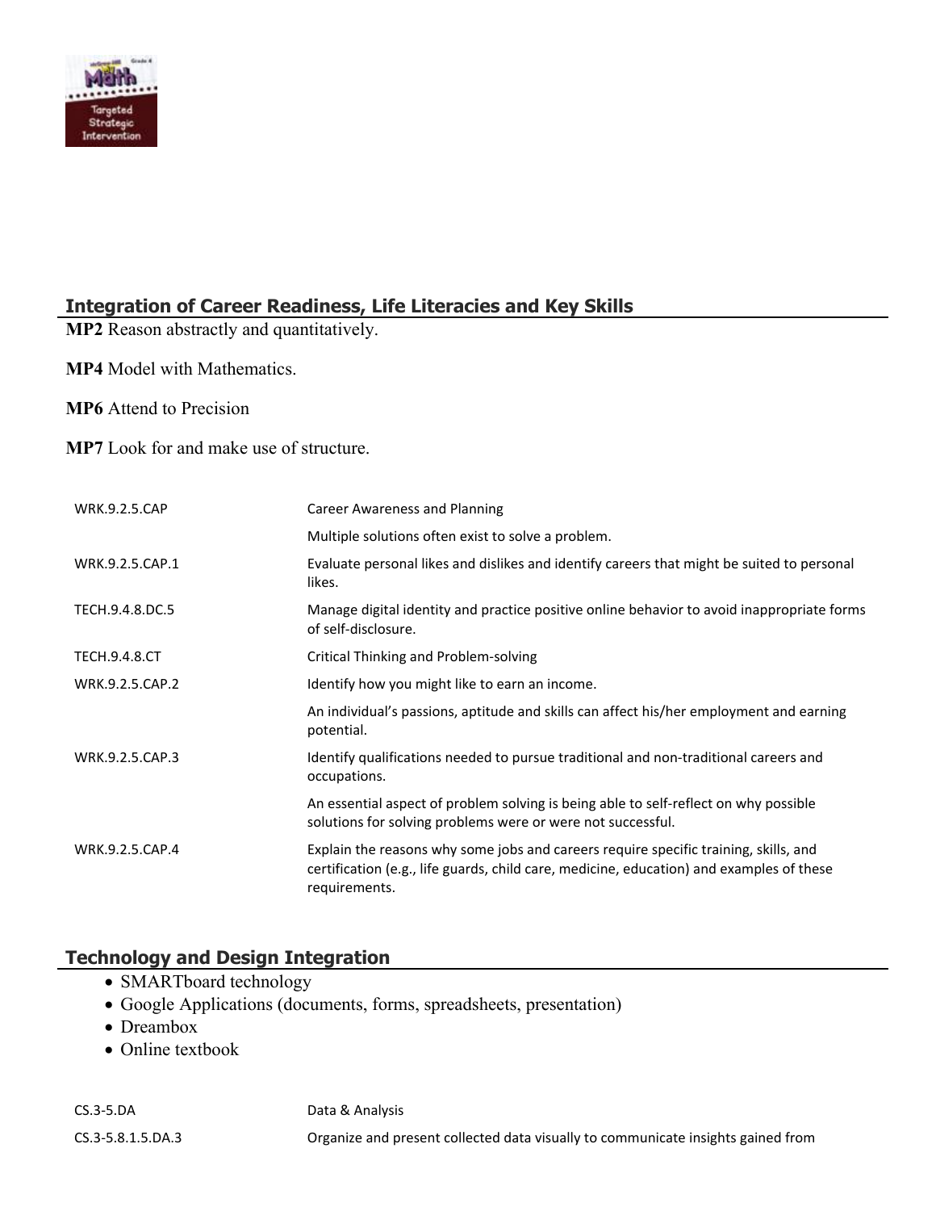## Integration of Career Readiness, Life Literacies and Key Skills

**MP2** Reason abstractly and quantitatively.

**MP4** Model with Mathematics.

**MP6** Attend to Precision

**MP7** Look for and make use of structure.

| | |
|---|---|
| WRK.9.2.5.CAP | Career Awareness and Planning |
| | Multiple solutions often exist to solve a problem. |
| WRK.9.2.5.CAP.1 | Evaluate personal likes and dislikes and identify careers that might be suited to personal likes. |
| TECH.9.4.8.DC.5 | Manage digital identity and practice positive online behavior to avoid inappropriate forms of self-disclosure. |
| TECH.9.4.8.CT | Critical Thinking and Problem-solving |
| WRK.9.2.5.CAP.2 | Identify how you might like to earn an income. |
| | An individual's passions, aptitude and skills can affect his/her employment and earning potential. |
| WRK.9.2.5.CAP.3 | Identify qualifications needed to pursue traditional and non-traditional careers and occupations. |
| | An essential aspect of problem solving is being able to self-reflect on why possible solutions for solving problems were or were not successful. |
| WRK.9.2.5.CAP.4 | Explain the reasons why some jobs and careers require specific training, skills, and certification (e.g., life guards, child care, medicine, education) and examples of these requirements. |

## Technology and Design Integration

- SMARTboard technology
- Google Applications (documents, forms, spreadsheets, presentation)
- Dreambox
- Online textbook

| | |
|---|---|
| CS.3-5.DA | Data & Analysis |
| CS.3-5.8.1.5.DA.3 | Organize and present collected data visually to communicate insights gained from |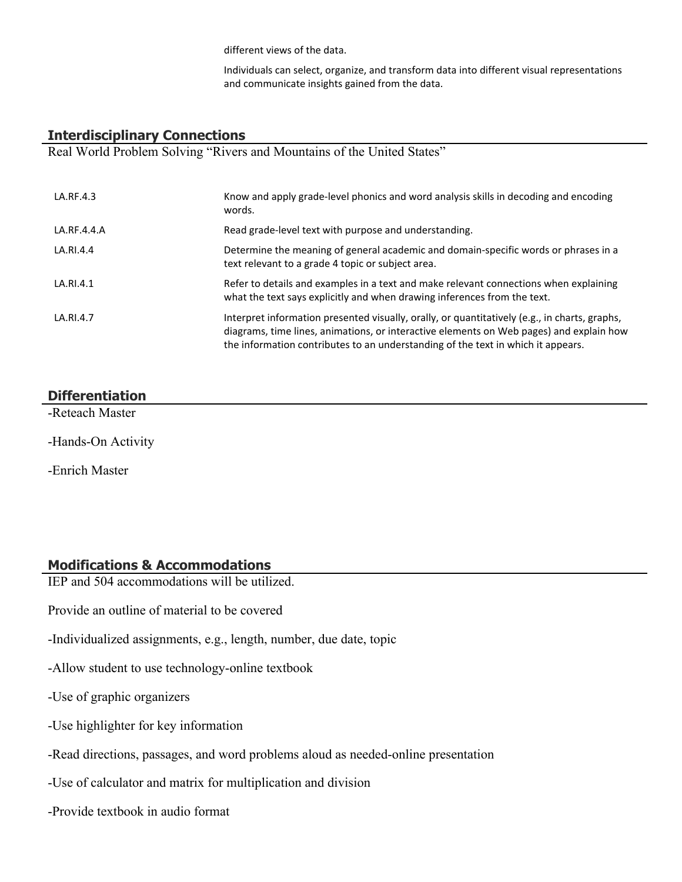different views of the data.

Individuals can select, organize, and transform data into different visual representations and communicate insights gained from the data.

## Interdisciplinary Connections

Real World Problem Solving "Rivers and Mountains of the United States"

| | |
|---|---|
| LA.RF.4.3 | Know and apply grade-level phonics and word analysis skills in decoding and encoding words. |
| LA.RF.4.4.A | Read grade-level text with purpose and understanding. |
| LA.RI.4.4 | Determine the meaning of general academic and domain-specific words or phrases in a text relevant to a grade 4 topic or subject area. |
| LA.RI.4.1 | Refer to details and examples in a text and make relevant connections when explaining what the text says explicitly and when drawing inferences from the text. |
| LA.RI.4.7 | Interpret information presented visually, orally, or quantitatively (e.g., in charts, graphs, diagrams, time lines, animations, or interactive elements on Web pages) and explain how the information contributes to an understanding of the text in which it appears. |

## Differentiation

-Reteach Master

-Hands-On Activity

-Enrich Master

## Modifications & Accommodations

IEP and 504 accommodations will be utilized.

Provide an outline of material to be covered

-Individualized assignments, e.g., length, number, due date, topic

-Allow student to use technology-online textbook

-Use of graphic organizers

-Use highlighter for key information

-Read directions, passages, and word problems aloud as needed-online presentation

-Use of calculator and matrix for multiplication and division

-Provide textbook in audio format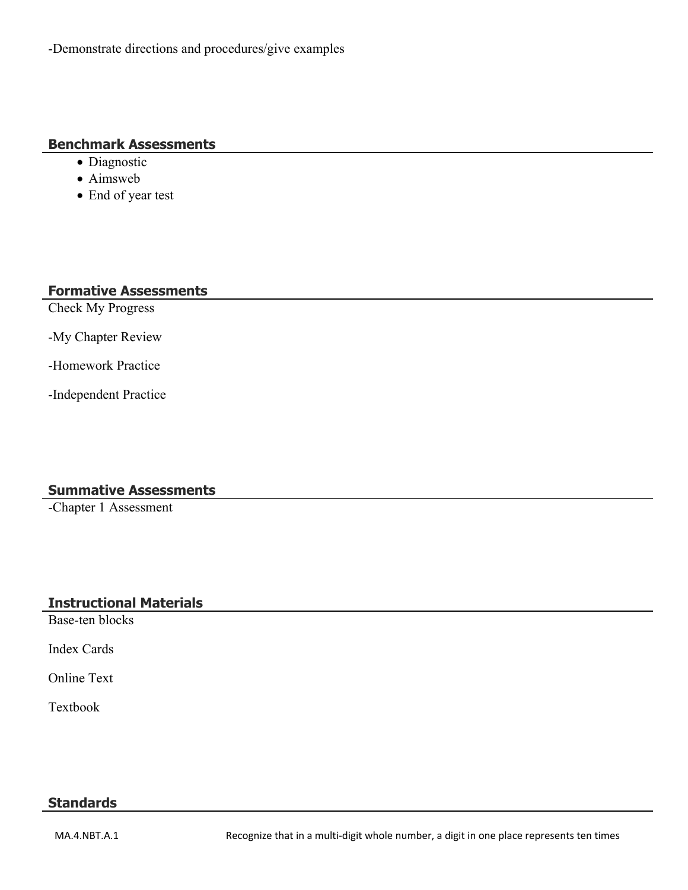-Demonstrate directions and procedures/give examples

## Benchmark Assessments

- Diagnostic
- Aimsweb
- End of year test

## Formative Assessments

Check My Progress

-My Chapter Review

-Homework Practice

-Independent Practice

## Summative Assessments

-Chapter 1 Assessment

## Instructional Materials

Base-ten blocks

Index Cards

Online Text

Textbook

## Standards

| | |
|---|---|
| MA.4.NBT.A.1 | Recognize that in a multi-digit whole number, a digit in one place represents ten times |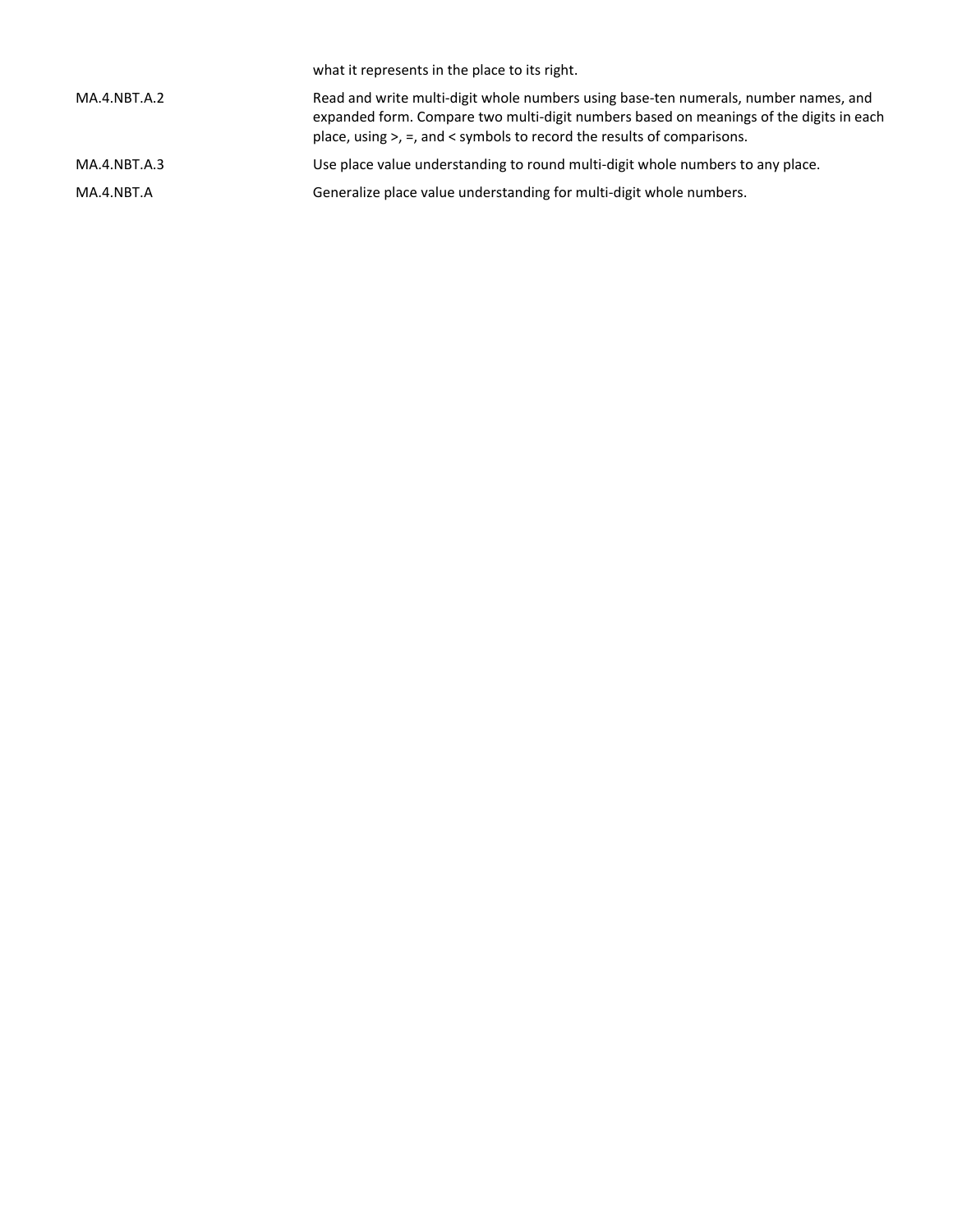| | |
|---|---|
| | what it represents in the place to its right. |
| MA.4.NBT.A.2 | Read and write multi-digit whole numbers using base-ten numerals, number names, and expanded form. Compare two multi-digit numbers based on meanings of the digits in each place, using >, =, and < symbols to record the results of comparisons. |
| MA.4.NBT.A.3 | Use place value understanding to round multi-digit whole numbers to any place. |
| MA.4.NBT.A | Generalize place value understanding for multi-digit whole numbers. |